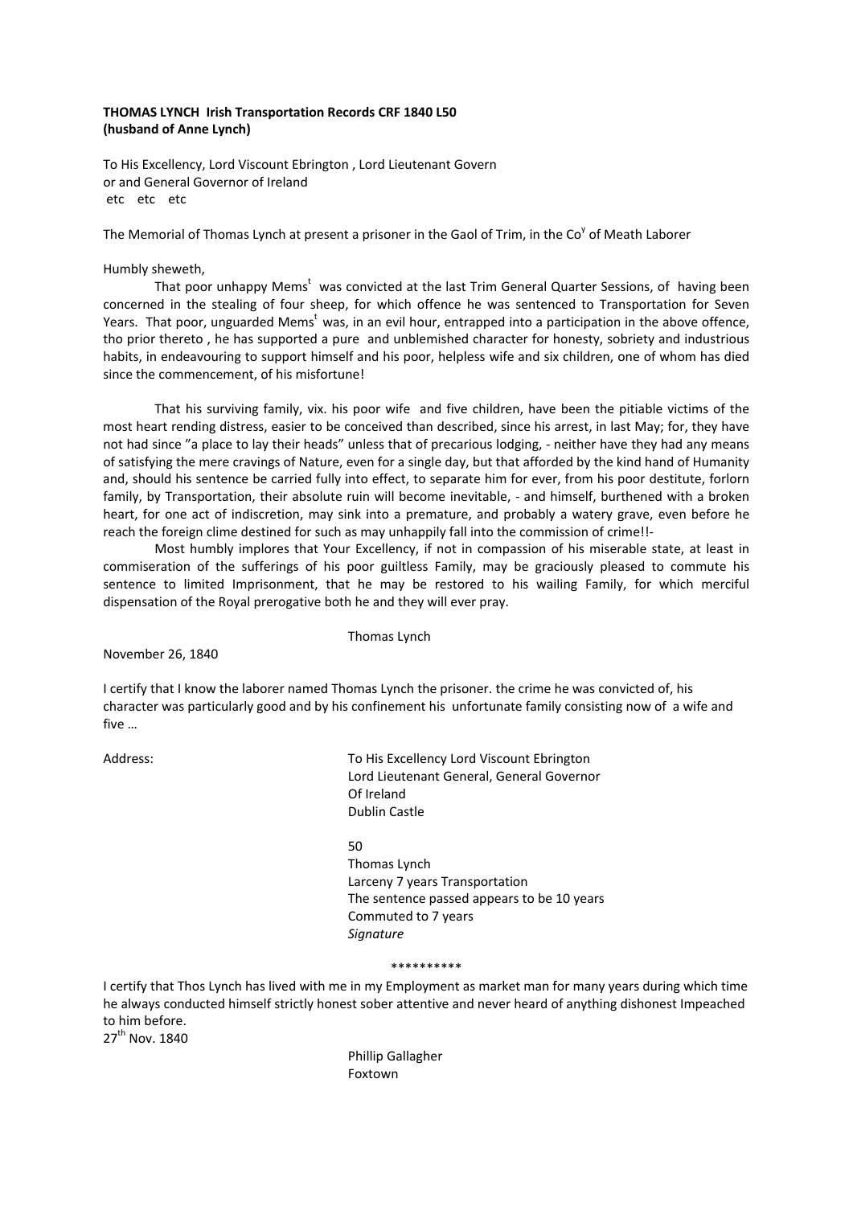**THOMAS LYNCH Irish Transportation Records CRF 1840 L50**
**(husband of Anne Lynch)**

To His Excellency, Lord Viscount Ebrington , Lord Lieutenant Govern
or and General Governor of Ireland
etc etc etc

The Memorial of Thomas Lynch at present a prisoner in the Gaol of Trim, in the Co$^{y}$ of Meath Laborer

Humbly sheweth,

That poor unhappy Mems$^{t}$ was convicted at the last Trim General Quarter Sessions, of having been concerned in the stealing of four sheep, for which offence he was sentenced to Transportation for Seven Years. That poor, unguarded Mems$^{t}$ was, in an evil hour, entrapped into a participation in the above offence, tho prior thereto , he has supported a pure and unblemished character for honesty, sobriety and industrious habits, in endeavouring to support himself and his poor, helpless wife and six children, one of whom has died since the commencement, of his misfortune!

That his surviving family, vix. his poor wife and five children, have been the pitiable victims of the most heart rending distress, easier to be conceived than described, since his arrest, in last May; for, they have not had since "a place to lay their heads" unless that of precarious lodging, - neither have they had any means of satisfying the mere cravings of Nature, even for a single day, but that afforded by the kind hand of Humanity and, should his sentence be carried fully into effect, to separate him for ever, from his poor destitute, forlorn family, by Transportation, their absolute ruin will become inevitable, - and himself, burthened with a broken heart, for one act of indiscretion, may sink into a premature, and probably a watery grave, even before he reach the foreign clime destined for such as may unhappily fall into the commission of crime!!-

Most humbly implores that Your Excellency, if not in compassion of his miserable state, at least in commiseration of the sufferings of his poor guiltless Family, may be graciously pleased to commute his sentence to limited Imprisonment, that he may be restored to his wailing Family, for which merciful dispensation of the Royal prerogative both he and they will ever pray.

Thomas Lynch

November 26, 1840

I certify that I know the laborer named Thomas Lynch the prisoner. the crime he was convicted of, his character was particularly good and by his confinement his unfortunate family consisting now of a wife and five …

Address: To His Excellency Lord Viscount Ebrington
Lord Lieutenant General, General Governor
Of Ireland
Dublin Castle

50
Thomas Lynch
Larceny 7 years Transportation
The sentence passed appears to be 10 years
Commuted to 7 years
*Signature*

\*\*\*\*\*\*\*\*\*\*

I certify that Thos Lynch has lived with me in my Employment as market man for many years during which time he always conducted himself strictly honest sober attentive and never heard of anything dishonest Impeached to him before.
27$^{th}$ Nov. 1840

Phillip Gallagher
Foxtown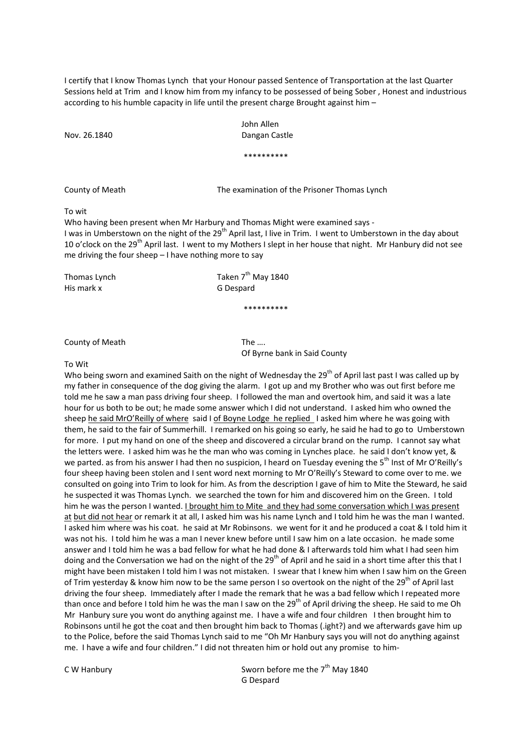I certify that I know Thomas Lynch that your Honour passed Sentence of Transportation at the last Quarter Sessions held at Trim and I know him from my infancy to be possessed of being Sober , Honest and industrious according to his humble capacity in life until the present charge Brought against him –

Nov. 26.1840

John Allen
Dangan Castle

\*\*\*\*\*\*\*\*\*\*

County of Meath

The examination of the Prisoner Thomas Lynch

To wit

Who having been present when Mr Harbury and Thomas Might were examined says -
I was in Umberstown on the night of the 29th April last, I live in Trim. I went to Umberstown in the day about 10 o'clock on the 29th April last. I went to my Mothers I slept in her house that night. Mr Hanbury did not see me driving the four sheep – I have nothing more to say

Thomas Lynch
His mark x

Taken 7th May 1840
G Despard

\*\*\*\*\*\*\*\*\*\*

County of Meath

The ….
Of Byrne bank in Said County

To Wit

Who being sworn and examined Saith on the night of Wednesday the 29th of April last past I was called up by my father in consequence of the dog giving the alarm. I got up and my Brother who was out first before me told me he saw a man pass driving four sheep. I followed the man and overtook him, and said it was a late hour for us both to be out; he made some answer which I did not understand. I asked him who owned the sheep he said MrO'Reilly of where said I of Boyne Lodge he replied I asked him where he was going with them, he said to the fair of Summerhill. I remarked on his going so early, he said he had to go to Umberstown for more. I put my hand on one of the sheep and discovered a circular brand on the rump. I cannot say what the letters were. I asked him was he the man who was coming in Lynches place. he said I don't know yet, & we parted. as from his answer I had then no suspicion, I heard on Tuesday evening the 5th Inst of Mr O'Reilly's four sheep having been stolen and I sent word next morning to Mr O'Reilly's Steward to come over to me. we consulted on going into Trim to look for him. As from the description I gave of him to Mite the Steward, he said he suspected it was Thomas Lynch. we searched the town for him and discovered him on the Green. I told him he was the person I wanted. I brought him to Mite and they had some conversation which I was present at but did not hear or remark it at all, I asked him was his name Lynch and I told him he was the man I wanted. I asked him where was his coat. he said at Mr Robinsons. we went for it and he produced a coat & I told him it was not his. I told him he was a man I never knew before until I saw him on a late occasion. he made some answer and I told him he was a bad fellow for what he had done & I afterwards told him what I had seen him doing and the Conversation we had on the night of the 29th of April and he said in a short time after this that I might have been mistaken I told him I was not mistaken. I swear that I knew him when I saw him on the Green of Trim yesterday & know him now to be the same person I so overtook on the night of the 29th of April last driving the four sheep. Immediately after I made the remark that he was a bad fellow which I repeated more than once and before I told him he was the man I saw on the 29th of April driving the sheep. He said to me Oh Mr Hanbury sure you wont do anything against me. I have a wife and four children I then brought him to Robinsons until he got the coat and then brought him back to Thomas (.ight?) and we afterwards gave him up to the Police, before the said Thomas Lynch said to me "Oh Mr Hanbury says you will not do anything against me. I have a wife and four children." I did not threaten him or hold out any promise to him-

C W Hanbury

Sworn before me the 7th May 1840
G Despard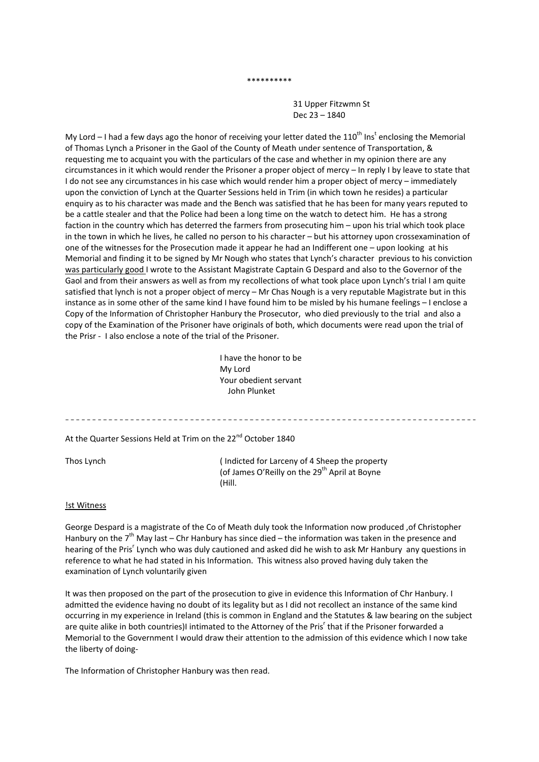\*\*\*\*\*\*\*\*\*\*

31 Upper Fitzwmn St
Dec 23 – 1840

My Lord – I had a few days ago the honor of receiving your letter dated the 110[th] Ins[t] enclosing the Memorial of Thomas Lynch a Prisoner in the Gaol of the County of Meath under sentence of Transportation, & requesting me to acquaint you with the particulars of the case and whether in my opinion there are any circumstances in it which would render the Prisoner a proper object of mercy – In reply I by leave to state that I do not see any circumstances in his case which would render him a proper object of mercy – immediately upon the conviction of Lynch at the Quarter Sessions held in Trim (in which town he resides) a particular enquiry as to his character was made and the Bench was satisfied that he has been for many years reputed to be a cattle stealer and that the Police had been a long time on the watch to detect him. He has a strong faction in the country which has deterred the farmers from prosecuting him – upon his trial which took place in the town in which he lives, he called no person to his character – but his attorney upon crossexamination of one of the witnesses for the Prosecution made it appear he had an Indifferent one – upon looking at his Memorial and finding it to be signed by Mr Nough who states that Lynch's character previous to his conviction <u>was particularly good</u> I wrote to the Assistant Magistrate Captain G Despard and also to the Governor of the Gaol and from their answers as well as from my recollections of what took place upon Lynch's trial I am quite satisfied that lynch is not a proper object of mercy – Mr Chas Nough is a very reputable Magistrate but in this instance as in some other of the same kind I have found him to be misled by his humane feelings – I enclose a Copy of the Information of Christopher Hanbury the Prosecutor, who died previously to the trial and also a copy of the Examination of the Prisoner have originals of both, which documents were read upon the trial of the Prisr - I also enclose a note of the trial of the Prisoner.

I have the honor to be
My Lord
Your obedient servant
John Plunket

---

At the Quarter Sessions Held at Trim on the 22[nd] October 1840

Thos Lynch ( Indicted for Larceny of 4 Sheep the property (of James O'Reilly on the 29[th] April at Boyne (Hill.

<u>!st Witness</u>

George Despard is a magistrate of the Co of Meath duly took the Information now produced ,of Christopher Hanbury on the 7[th] May last – Chr Hanbury has since died – the information was taken in the presence and hearing of the Pris[r] Lynch who was duly cautioned and asked did he wish to ask Mr Hanbury any questions in reference to what he had stated in his Information. This witness also proved having duly taken the examination of Lynch voluntarily given

It was then proposed on the part of the prosecution to give in evidence this Information of Chr Hanbury. I admitted the evidence having no doubt of its legality but as I did not recollect an instance of the same kind occurring in my experience in Ireland (this is common in England and the Statutes & law bearing on the subject are quite alike in both countries)I intimated to the Attorney of the Pris[r] that if the Prisoner forwarded a Memorial to the Government I would draw their attention to the admission of this evidence which I now take the liberty of doing-

The Information of Christopher Hanbury was then read.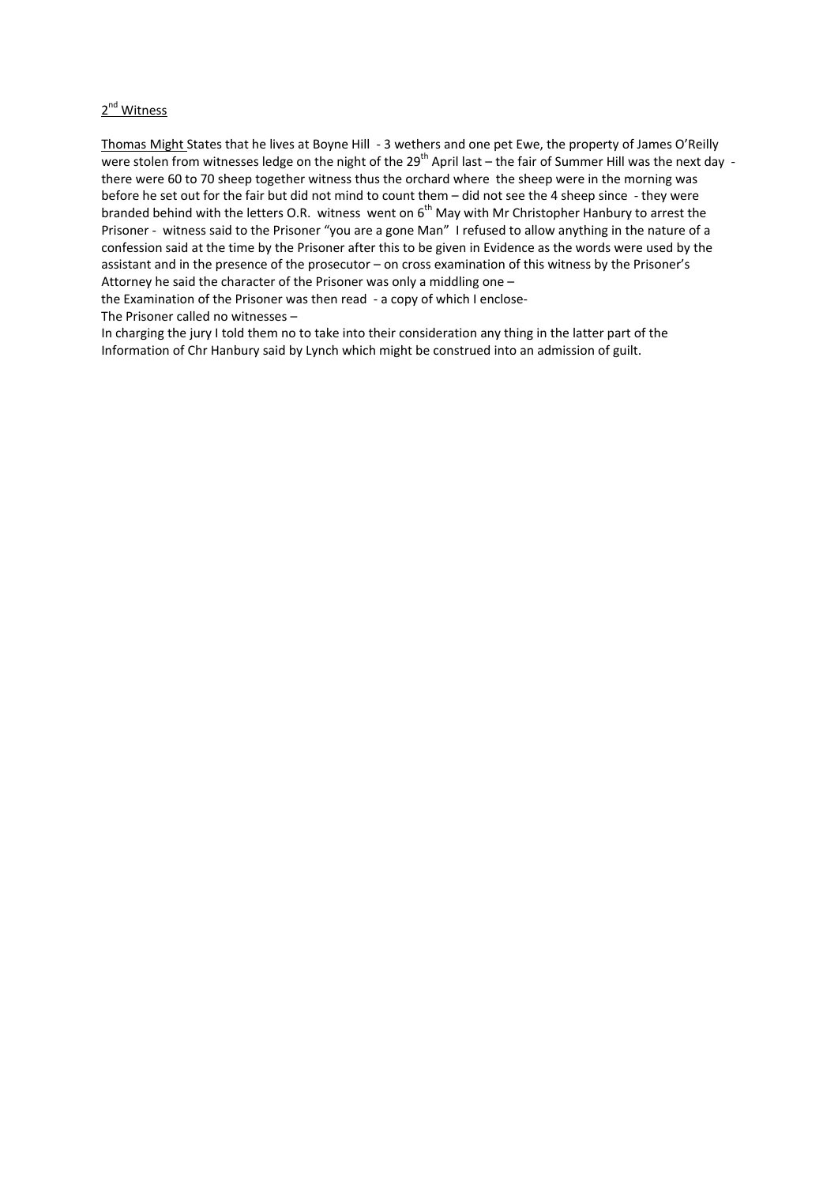2[nd] Witness

Thomas Might States that he lives at Boyne Hill - 3 wethers and one pet Ewe, the property of James O'Reilly were stolen from witnesses ledge on the night of the 29[th] April last – the fair of Summer Hill was the next day - there were 60 to 70 sheep together witness thus the orchard where the sheep were in the morning was before he set out for the fair but did not mind to count them – did not see the 4 sheep since - they were branded behind with the letters O.R. witness went on 6[th] May with Mr Christopher Hanbury to arrest the Prisoner - witness said to the Prisoner "you are a gone Man" I refused to allow anything in the nature of a confession said at the time by the Prisoner after this to be given in Evidence as the words were used by the assistant and in the presence of the prosecutor – on cross examination of this witness by the Prisoner's Attorney he said the character of the Prisoner was only a middling one –

the Examination of the Prisoner was then read - a copy of which I enclose-

The Prisoner called no witnesses –

In charging the jury I told them no to take into their consideration any thing in the latter part of the Information of Chr Hanbury said by Lynch which might be construed into an admission of guilt.